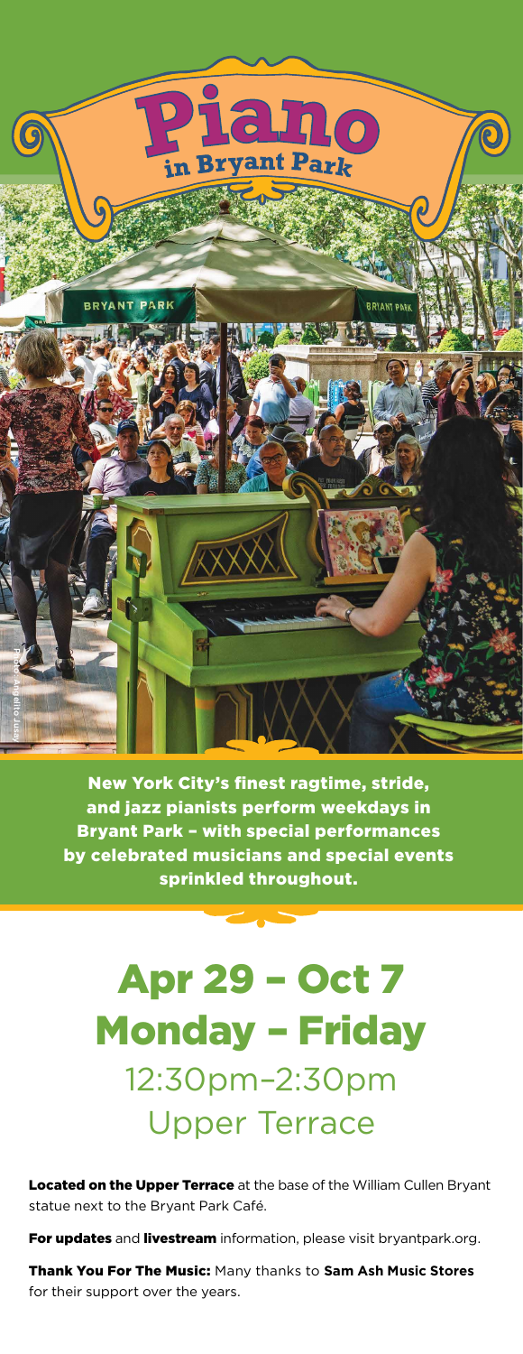# Piano in Bryant Park

New York City's finest ragtime, stride, and jazz pianists perform weekdays in Bryant Park – with special performances by celebrated musicians and special events sprinkled throughout.

## Apr 29 – Oct 7
## Monday – Friday

12:30pm–2:30pm

Upper Terrace

**Located on the Upper Terrace** at the base of the William Cullen Bryant statue next to the Bryant Park Café.

**For updates** and **livestream** information, please visit bryantpark.org.

**Thank You For The Music:** Many thanks to **Sam Ash Music Stores** for their support over the years.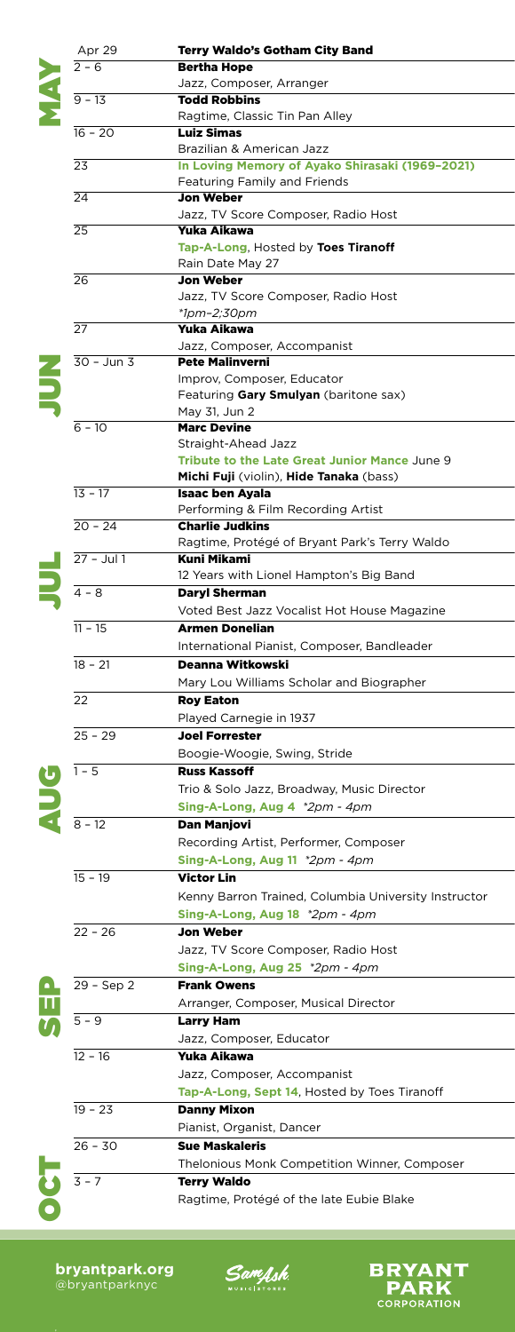## MAY

| | |
|---|---|
| Apr 29 | **Terry Waldo's Gotham City Band** |
| 2 – 6 | **Bertha Hope**<br>Jazz, Composer, Arranger |
| 9 – 13 | **Todd Robbins**<br>Ragtime, Classic Tin Pan Alley |
| 16 – 20 | **Luiz Simas**<br>Brazilian & American Jazz |
| 23 | **In Loving Memory of Ayako Shirasaki (1969–2021)**<br>Featuring Family and Friends |
| 24 | **Jon Weber**<br>Jazz, TV Score Composer, Radio Host |
| 25 | **Yuka Aikawa**<br>**Tap-A-Long**, Hosted by **Toes Tiranoff**<br>Rain Date May 27 |
| 26 | **Jon Weber**<br>Jazz, TV Score Composer, Radio Host<br>*\*1pm–2;30pm* |
| 27 | **Yuka Aikawa**<br>Jazz, Composer, Accompanist |

## JUN

| | |
|---|---|
| 30 – Jun 3 | **Pete Malinverni**<br>Improv, Composer, Educator<br>Featuring **Gary Smulyan** (baritone sax)<br>May 31, Jun 2 |
| 6 – 10 | **Marc Devine**<br>Straight-Ahead Jazz<br>**Tribute to the Late Great Junior Mance** June 9<br>**Michi Fuji** (violin), **Hide Tanaka** (bass) |
| 13 – 17 | **Isaac ben Ayala**<br>Performing & Film Recording Artist |
| 20 – 24 | **Charlie Judkins**<br>Ragtime, Protégé of Bryant Park's Terry Waldo |

## JUL

| | |
|---|---|
| 27 – Jul 1 | **Kuni Mikami**<br>12 Years with Lionel Hampton's Big Band |
| 4 – 8 | **Daryl Sherman**<br>Voted Best Jazz Vocalist Hot House Magazine |
| 11 – 15 | **Armen Donelian**<br>International Pianist, Composer, Bandleader |
| 18 – 21 | **Deanna Witkowski**<br>Mary Lou Williams Scholar and Biographer |
| 22 | **Roy Eaton**<br>Played Carnegie in 1937 |
| 25 – 29 | **Joel Forrester**<br>Boogie-Woogie, Swing, Stride |

## AUG

| | |
|---|---|
| 1 – 5 | **Russ Kassoff**<br>Trio & Solo Jazz, Broadway, Music Director<br>**Sing-A-Long, Aug 4** *\*2pm - 4pm* |
| 8 – 12 | **Dan Manjovi**<br>Recording Artist, Performer, Composer<br>**Sing-A-Long, Aug 11** *\*2pm - 4pm* |
| 15 – 19 | **Victor Lin**<br>Kenny Barron Trained, Columbia University Instructor<br>**Sing-A-Long, Aug 18** *\*2pm - 4pm* |
| 22 – 26 | **Jon Weber**<br>Jazz, TV Score Composer, Radio Host<br>**Sing-A-Long, Aug 25** *\*2pm - 4pm* |

## SEP

| | |
|---|---|
| 29 – Sep 2 | **Frank Owens**<br>Arranger, Composer, Musical Director |
| 5 – 9 | **Larry Ham**<br>Jazz, Composer, Educator |
| 12 – 16 | **Yuka Aikawa**<br>Jazz, Composer, Accompanist<br>**Tap-A-Long, Sept 14**, Hosted by Toes Tiranoff |
| 19 – 23 | **Danny Mixon**<br>Pianist, Organist, Dancer |
| 26 – 30 | **Sue Maskaleris**<br>Thelonious Monk Competition Winner, Composer |

## OCT

| | |
|---|---|
| 3 – 7 | **Terry Waldo**<br>Ragtime, Protégé of the late Eubie Blake |

**bryantpark.org**
@bryantparknyc

Sam Ash Music Stores

BRYANT PARK CORPORATION